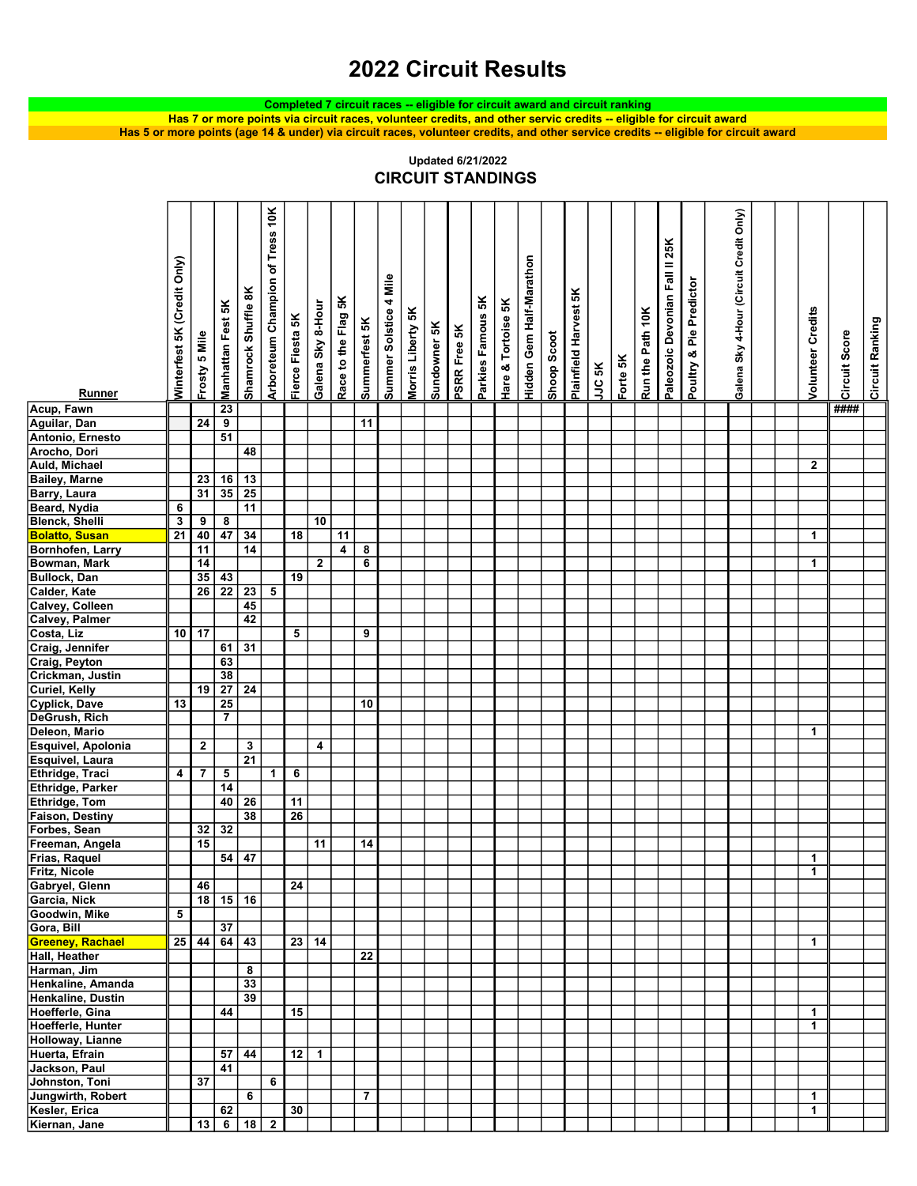# 2022 Circuit Results

**Completed 7 circuit races -- eligible for circuit award and circuit ranking**

**Has 7 or more points via circuit races, volunteer credits, and other servic credits -- eligible for circuit award**

**Has 5 or more points (age 14 & under) via circuit races, volunteer credits, and other service credits -- eligible for circuit award**

**Updated 6/21/2022**

## CIRCUIT STANDINGS

| Runner | Winterfest 5K (Credit Only) | Frosty 5 Mile | Manhattan Fest 5K | Shamrock Shuffle 8K | Arboreteum Champion of Tress 10K | Fierce Fiesta 5K | Galena Sky 8-Hour | Race to the Flag 5K | Summerfest 5K | Summer Solstice 4 Mile | Morris Liberty 5K | Sundowner 5K | PSRR Free 5K | Parkies Famous 5K | Hare & Tortoise 5K | Hidden Gem Half-Marathon | Shoop Scoot | Plainfield Harvest 5K | JJC 5K | Forte 5K | Run the Path 10K | Paleozoic Devonian Fall II 25K | Poultry & Pie Predictor | | Galena Sky 4-Hour (Circuit Credit Only) | | | Volunteer Credits | Circuit Score | Circuit Ranking |
|---|---|---|---|---|---|---|---|---|---|---|---|---|---|---|---|---|---|---|---|---|---|---|---|---|---|---|---|---|---|---|
| Acup, Fawn | | | 23 | | | | | | | | | | | | | | | | | | | | | | | | | | #### | |
| Aguilar, Dan | | 24 | 9 | | | | | | 11 | | | | | | | | | | | | | | | | | | | | | |
| Antonio, Ernesto | | | 51 | | | | | | | | | | | | | | | | | | | | | | | | | | | |
| Arocho, Dori | | | | 48 | | | | | | | | | | | | | | | | | | | | | | | | | | |
| Auld, Michael | | | | | | | | | | | | | | | | | | | | | | | | | | | | 2 | | |
| Bailey, Marne | | 23 | 16 | 13 | | | | | | | | | | | | | | | | | | | | | | | | | | |
| Barry, Laura | | 31 | 35 | 25 | | | | | | | | | | | | | | | | | | | | | | | | | | |
| Beard, Nydia | 6 | | | 11 | | | | | | | | | | | | | | | | | | | | | | | | | | |
| Blenck, Shelli | 3 | 9 | 8 | | | | 10 | | | | | | | | | | | | | | | | | | | | | | | |
| Bolatto, Susan | 21 | 40 | 47 | 34 | | 18 | | 11 | | | | | | | | | | | | | | | | | | | | 1 | | |
| Bornhofen, Larry | | 11 | | 14 | | | | 4 | 8 | | | | | | | | | | | | | | | | | | | | | |
| Bowman, Mark | | 14 | | | | | 2 | | 6 | | | | | | | | | | | | | | | | | | | 1 | | |
| Bullock, Dan | | 35 | 43 | | | 19 | | | | | | | | | | | | | | | | | | | | | | | | |
| Calder, Kate | | 26 | 22 | 23 | 5 | | | | | | | | | | | | | | | | | | | | | | | | | |
| Calvey, Colleen | | | | 45 | | | | | | | | | | | | | | | | | | | | | | | | | | |
| Calvey, Palmer | | | | 42 | | | | | | | | | | | | | | | | | | | | | | | | | | |
| Costa, Liz | 10 | 17 | | | | 5 | | | 9 | | | | | | | | | | | | | | | | | | | | | |
| Craig, Jennifer | | | 61 | 31 | | | | | | | | | | | | | | | | | | | | | | | | | | |
| Craig, Peyton | | | 63 | | | | | | | | | | | | | | | | | | | | | | | | | | | |
| Crickman, Justin | | | 38 | | | | | | | | | | | | | | | | | | | | | | | | | | | |
| Curiel, Kelly | | 19 | 27 | 24 | | | | | | | | | | | | | | | | | | | | | | | | | | |
| Cyplick, Dave | 13 | | 25 | | | | | | 10 | | | | | | | | | | | | | | | | | | | | | |
| DeGrush, Rich | | | 7 | | | | | | | | | | | | | | | | | | | | | | | | | | | |
| Deleon, Mario | | | | | | | | | | | | | | | | | | | | | | | | | | | | 1 | | |
| Esquivel, Apolonia | | 2 | | 3 | | | 4 | | | | | | | | | | | | | | | | | | | | | | | |
| Esquivel, Laura | | | | 21 | | | | | | | | | | | | | | | | | | | | | | | | | | |
| Ethridge, Traci | 4 | 7 | 5 | | 1 | 6 | | | | | | | | | | | | | | | | | | | | | | | | |
| Ethridge, Parker | | | 14 | | | | | | | | | | | | | | | | | | | | | | | | | | | |
| Ethridge, Tom | | | 40 | 26 | | 11 | | | | | | | | | | | | | | | | | | | | | | | | |
| Faison, Destiny | | | | 38 | | 26 | | | | | | | | | | | | | | | | | | | | | | | | |
| Forbes, Sean | | 32 | 32 | | | | | | | | | | | | | | | | | | | | | | | | | | | |
| Freeman, Angela | | 15 | | | | | 11 | | 14 | | | | | | | | | | | | | | | | | | | | | |
| Frias, Raquel | | | 54 | 47 | | | | | | | | | | | | | | | | | | | | | | | | 1 | | |
| Fritz, Nicole | | | | | | | | | | | | | | | | | | | | | | | | | | | | 1 | | |
| Gabryel, Glenn | | 46 | | | | 24 | | | | | | | | | | | | | | | | | | | | | | | | |
| Garcia, Nick | | 18 | 15 | 16 | | | | | | | | | | | | | | | | | | | | | | | | | | |
| Goodwin, Mike | 5 | | | | | | | | | | | | | | | | | | | | | | | | | | | | | |
| Gora, Bill | | | 37 | | | | | | | | | | | | | | | | | | | | | | | | | | | |
| Greeney, Rachael | 25 | 44 | 64 | 43 | | 23 | 14 | | | | | | | | | | | | | | | | | | | | | 1 | | |
| Hall, Heather | | | | | | | | | 22 | | | | | | | | | | | | | | | | | | | | | |
| Harman, Jim | | | | 8 | | | | | | | | | | | | | | | | | | | | | | | | | | |
| Henkaline, Amanda | | | | 33 | | | | | | | | | | | | | | | | | | | | | | | | | | |
| Henkaline, Dustin | | | | 39 | | | | | | | | | | | | | | | | | | | | | | | | | | |
| Hoefferle, Gina | | | 44 | | | 15 | | | | | | | | | | | | | | | | | | | | | | 1 | | |
| Hoefferle, Hunter | | | | | | | | | | | | | | | | | | | | | | | | | | | | 1 | | |
| Holloway, Lianne | | | | | | | | | | | | | | | | | | | | | | | | | | | | | | |
| Huerta, Efrain | | | 57 | 44 | | 12 | 1 | | | | | | | | | | | | | | | | | | | | | | | |
| Jackson, Paul | | | 41 | | | | | | | | | | | | | | | | | | | | | | | | | | | |
| Johnston, Toni | | 37 | | | 6 | | | | | | | | | | | | | | | | | | | | | | | | | |
| Jungwirth, Robert | | | | 6 | | | | | 7 | | | | | | | | | | | | | | | | | | | 1 | | |
| Kesler, Erica | | | 62 | | | 30 | | | | | | | | | | | | | | | | | | | | | | 1 | | |
| Kiernan, Jane | | 13 | 6 | 18 | 2 | | | | | | | | | | | | | | | | | | | | | | | | | |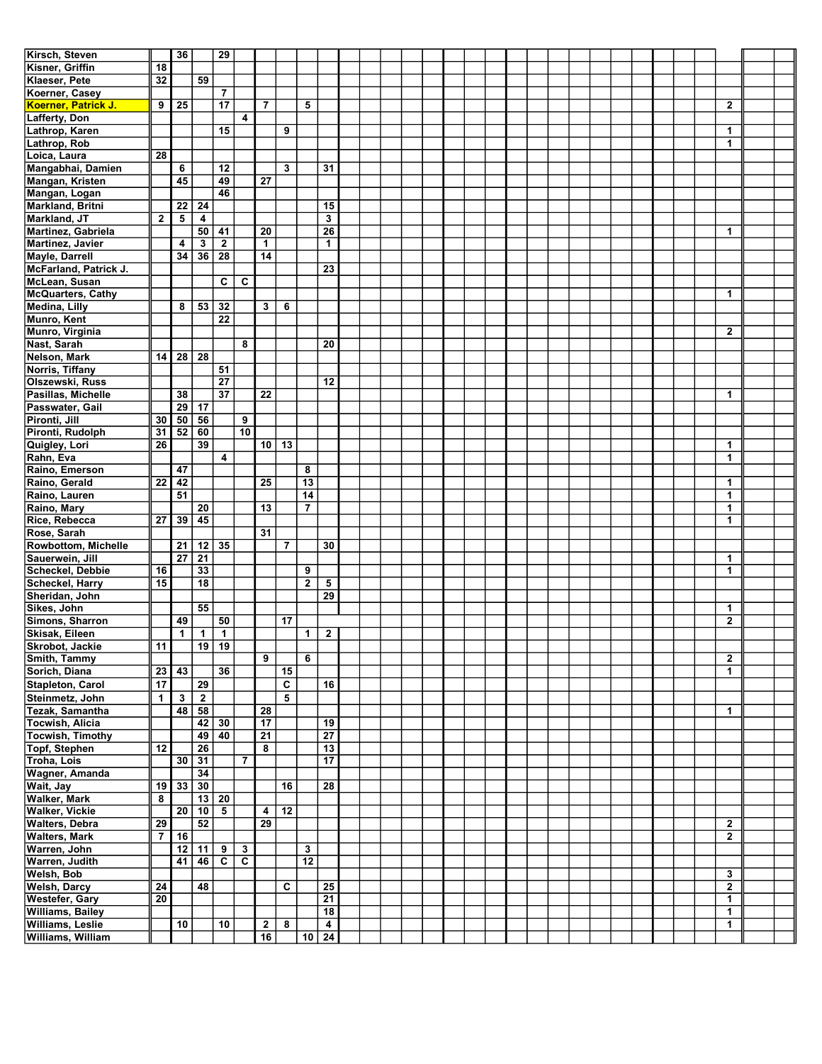| | | | | | | | | | | | | | | | | | | | | | | | | | | | | | |
|---|---|---|---|---|---|---|---|---|---|---|---|---|---|---|---|---|---|---|---|---|---|---|---|---|---|---|---|---|---|
| Kirsch, Steven | | 36 | | 29 | | | | | | | | | | | | | | | | | | | | | | | | | |
| Kisner, Griffin | 18 | | | | | | | | | | | | | | | | | | | | | | | | | | | | |
| Klaeser, Pete | 32 | | 59 | | | | | | | | | | | | | | | | | | | | | | | | | | |
| Koerner, Casey | | | | 7 | | | | | | | | | | | | | | | | | | | | | | | | | |
| Koerner, Patrick J. | 9 | 25 | | 17 | | 7 | | 5 | | | | | | | | | | | | | | | | | | | 2 | | |
| Lafferty, Don | | | | | 4 | | | | | | | | | | | | | | | | | | | | | | | | |
| Lathrop, Karen | | | | 15 | | | 9 | | | | | | | | | | | | | | | | | | | | 1 | | |
| Lathrop, Rob | | | | | | | | | | | | | | | | | | | | | | | | | | | 1 | | |
| Loica, Laura | 28 | | | | | | | | | | | | | | | | | | | | | | | | | | | | |
| Mangabhai, Damien | | 6 | | 12 | | | 3 | | 31 | | | | | | | | | | | | | | | | | | | | |
| Mangan, Kristen | | 45 | | 49 | | 27 | | | | | | | | | | | | | | | | | | | | | | | |
| Mangan, Logan | | | | 46 | | | | | | | | | | | | | | | | | | | | | | | | | |
| Markland, Britni | | 22 | 24 | | | | | | 15 | | | | | | | | | | | | | | | | | | | | |
| Markland, JT | 2 | 5 | 4 | | | | | | 3 | | | | | | | | | | | | | | | | | | | | |
| Martinez, Gabriela | | | 50 | 41 | | 20 | | | 26 | | | | | | | | | | | | | | | | | | 1 | | |
| Martinez, Javier | | 4 | 3 | 2 | | 1 | | | 1 | | | | | | | | | | | | | | | | | | | | |
| Mayle, Darrell | | 34 | 36 | 28 | | 14 | | | | | | | | | | | | | | | | | | | | | | | |
| McFarland, Patrick J. | | | | | | | | | 23 | | | | | | | | | | | | | | | | | | | | |
| McLean, Susan | | | | C | C | | | | | | | | | | | | | | | | | | | | | | | | |
| McQuarters, Cathy | | | | | | | | | | | | | | | | | | | | | | | | | | | 1 | | |
| Medina, Lilly | | 8 | 53 | 32 | | 3 | 6 | | | | | | | | | | | | | | | | | | | | | | |
| Munro, Kent | | | | 22 | | | | | | | | | | | | | | | | | | | | | | | | | |
| Munro, Virginia | | | | | | | | | | | | | | | | | | | | | | | | | | | 2 | | |
| Nast, Sarah | | | | | 8 | | | | 20 | | | | | | | | | | | | | | | | | | | | |
| Nelson, Mark | 14 | 28 | 28 | | | | | | | | | | | | | | | | | | | | | | | | | | |
| Norris, Tiffany | | | | 51 | | | | | | | | | | | | | | | | | | | | | | | | | |
| Olszewski, Russ | | | | 27 | | | | | 12 | | | | | | | | | | | | | | | | | | | | |
| Pasillas, Michelle | | 38 | | 37 | | 22 | | | | | | | | | | | | | | | | | | | | | 1 | | |
| Passwater, Gail | | 29 | 17 | | | | | | | | | | | | | | | | | | | | | | | | | | |
| Pironti, Jill | 30 | 50 | 56 | | 9 | | | | | | | | | | | | | | | | | | | | | | | | |
| Pironti, Rudolph | 31 | 52 | 60 | | 10 | | | | | | | | | | | | | | | | | | | | | | | | |
| Quigley, Lori | 26 | | 39 | | | 10 | 13 | | | | | | | | | | | | | | | | | | | | 1 | | |
| Rahn, Eva | | | | 4 | | | | | | | | | | | | | | | | | | | | | | | 1 | | |
| Raino, Emerson | | 47 | | | | | | 8 | | | | | | | | | | | | | | | | | | | | | |
| Raino, Gerald | 22 | 42 | | | | 25 | | 13 | | | | | | | | | | | | | | | | | | | 1 | | |
| Raino, Lauren | | 51 | | | | | | 14 | | | | | | | | | | | | | | | | | | | 1 | | |
| Raino, Mary | | | 20 | | | 13 | | 7 | | | | | | | | | | | | | | | | | | | 1 | | |
| Rice, Rebecca | 27 | 39 | 45 | | | | | | | | | | | | | | | | | | | | | | | | 1 | | |
| Rose, Sarah | | | | | | 31 | | | | | | | | | | | | | | | | | | | | | | | |
| Rowbottom, Michelle | | 21 | 12 | 35 | | | 7 | | 30 | | | | | | | | | | | | | | | | | | | | |
| Sauerwein, Jill | | 27 | 21 | | | | | | | | | | | | | | | | | | | | | | | | 1 | | |
| Scheckel, Debbie | 16 | | 33 | | | | | 9 | | | | | | | | | | | | | | | | | | | 1 | | |
| Scheckel, Harry | 15 | | 18 | | | | | 2 | 5 | | | | | | | | | | | | | | | | | | | | |
| Sheridan, John | | | | | | | | | 29 | | | | | | | | | | | | | | | | | | | | |
| Sikes, John | | | 55 | | | | | | | | | | | | | | | | | | | | | | | | 1 | | |
| Simons, Sharron | | 49 | | 50 | | | 17 | | | | | | | | | | | | | | | | | | | | 2 | | |
| Skisak, Eileen | | 1 | 1 | 1 | | | | 1 | 2 | | | | | | | | | | | | | | | | | | | | |
| Skrobot, Jackie | 11 | | 19 | 19 | | | | | | | | | | | | | | | | | | | | | | | | | |
| Smith, Tammy | | | | | | 9 | | 6 | | | | | | | | | | | | | | | | | | | 2 | | |
| Sorich, Diana | 23 | 43 | | 36 | | | 15 | | | | | | | | | | | | | | | | | | | | 1 | | |
| Stapleton, Carol | 17 | | 29 | | | | C | | 16 | | | | | | | | | | | | | | | | | | | | |
| Steinmetz, John | 1 | 3 | 2 | | | | 5 | | | | | | | | | | | | | | | | | | | | | | |
| Tezak, Samantha | | 48 | 58 | | | 28 | | | | | | | | | | | | | | | | | | | | | 1 | | |
| Tocwish, Alicia | | | 42 | 30 | | 17 | | | 19 | | | | | | | | | | | | | | | | | | | | |
| Tocwish, Timothy | | | 49 | 40 | | 21 | | | 27 | | | | | | | | | | | | | | | | | | | | |
| Topf, Stephen | 12 | | 26 | | | 8 | | | 13 | | | | | | | | | | | | | | | | | | | | |
| Troha, Lois | | 30 | 31 | | 7 | | | | 17 | | | | | | | | | | | | | | | | | | | | |
| Wagner, Amanda | | | 34 | | | | | | | | | | | | | | | | | | | | | | | | | | |
| Wait, Jay | 19 | 33 | 30 | | | | 16 | | 28 | | | | | | | | | | | | | | | | | | | | |
| Walker, Mark | 8 | | 13 | 20 | | | | | | | | | | | | | | | | | | | | | | | | | |
| Walker, Vickie | | 20 | 10 | 5 | | 4 | 12 | | | | | | | | | | | | | | | | | | | | | | |
| Walters, Debra | 29 | | 52 | | | 29 | | | | | | | | | | | | | | | | | | | | | 2 | | |
| Walters, Mark | 7 | 16 | | | | | | | | | | | | | | | | | | | | | | | | | 2 | | |
| Warren, John | | 12 | 11 | 9 | 3 | | | 3 | | | | | | | | | | | | | | | | | | | | | |
| Warren, Judith | | 41 | 46 | C | C | | | 12 | | | | | | | | | | | | | | | | | | | | | |
| Welsh, Bob | | | | | | | | | | | | | | | | | | | | | | | | | | | 3 | | |
| Welsh, Darcy | 24 | | 48 | | | | C | | 25 | | | | | | | | | | | | | | | | | | 2 | | |
| Westefer, Gary | 20 | | | | | | | | 21 | | | | | | | | | | | | | | | | | | 1 | | |
| Williams, Bailey | | | | | | | | | 18 | | | | | | | | | | | | | | | | | | 1 | | |
| Williams, Leslie | | 10 | | 10 | | 2 | 8 | | 4 | | | | | | | | | | | | | | | | | | 1 | | |
| Williams, William | | | | | | 16 | | 10 | 24 | | | | | | | | | | | | | | | | | | | | |